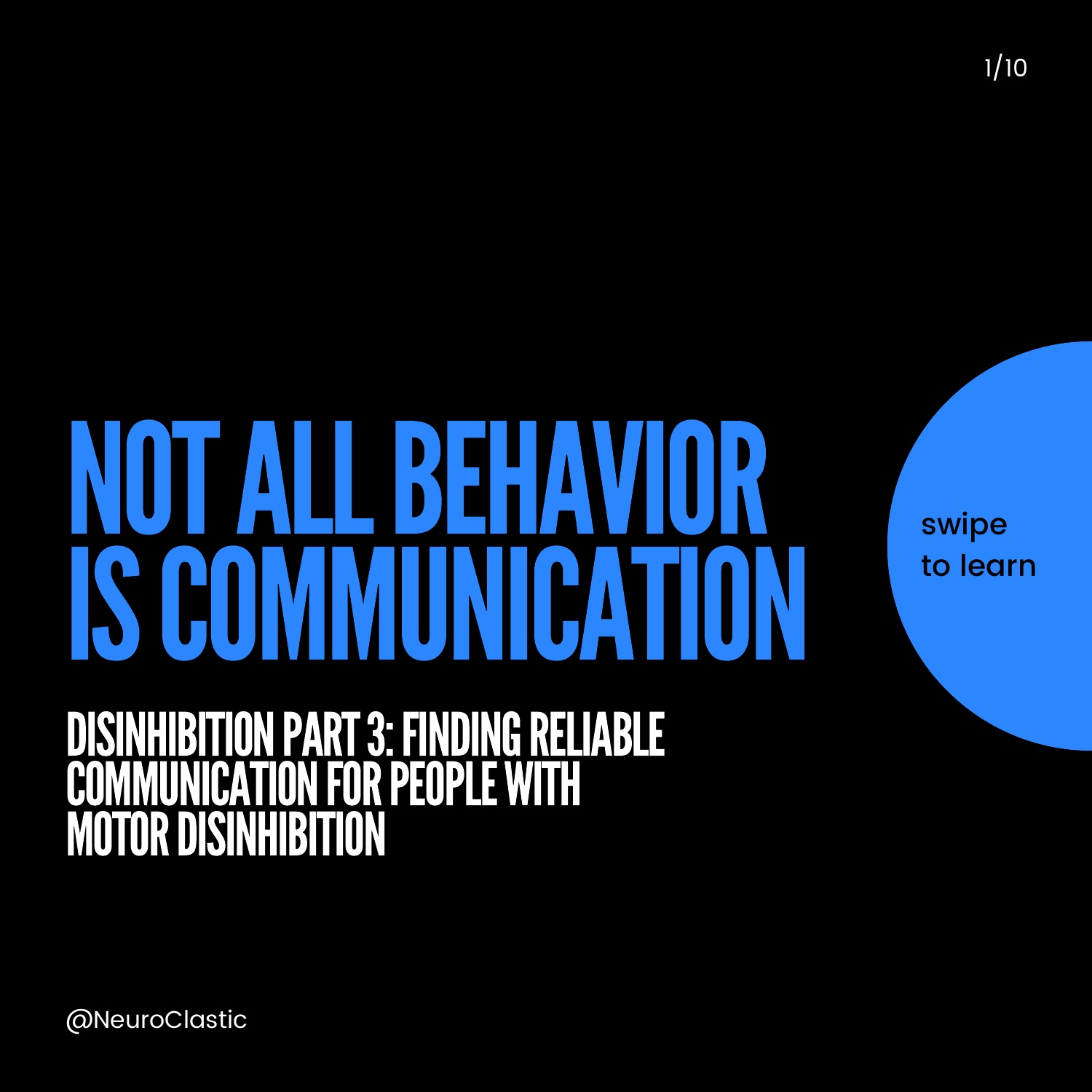# NOT ALL BEHAVIOR IS COMMUNICATION

## DISINHIBITION PART 3: FINDING RELIABLE COMMUNICATION FOR PEOPLE WITH MOTOR DISINHIBITION

swipe to learn

@NeuroClastic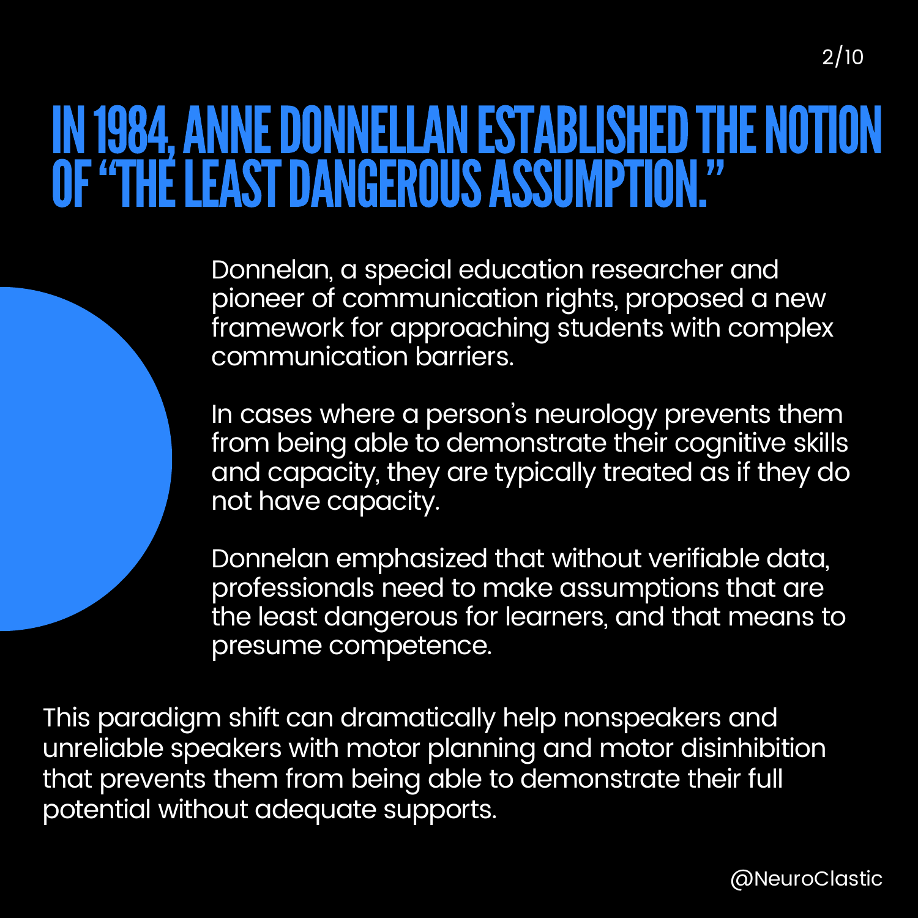# IN 1984, ANNE DONNELLAN ESTABLISHED THE NOTION OF "THE LEAST DANGEROUS ASSUMPTION."

Donnelan, a special education researcher and pioneer of communication rights, proposed a new framework for approaching students with complex communication barriers.

In cases where a person's neurology prevents them from being able to demonstrate their cognitive skills and capacity, they are typically treated as if they do not have capacity.

Donnelan emphasized that without verifiable data, professionals need to make assumptions that are the least dangerous for learners, and that means to presume competence.

This paradigm shift can dramatically help nonspeakers and unreliable speakers with motor planning and motor disinhibition that prevents them from being able to demonstrate their full potential without adequate supports.

@NeuroClastic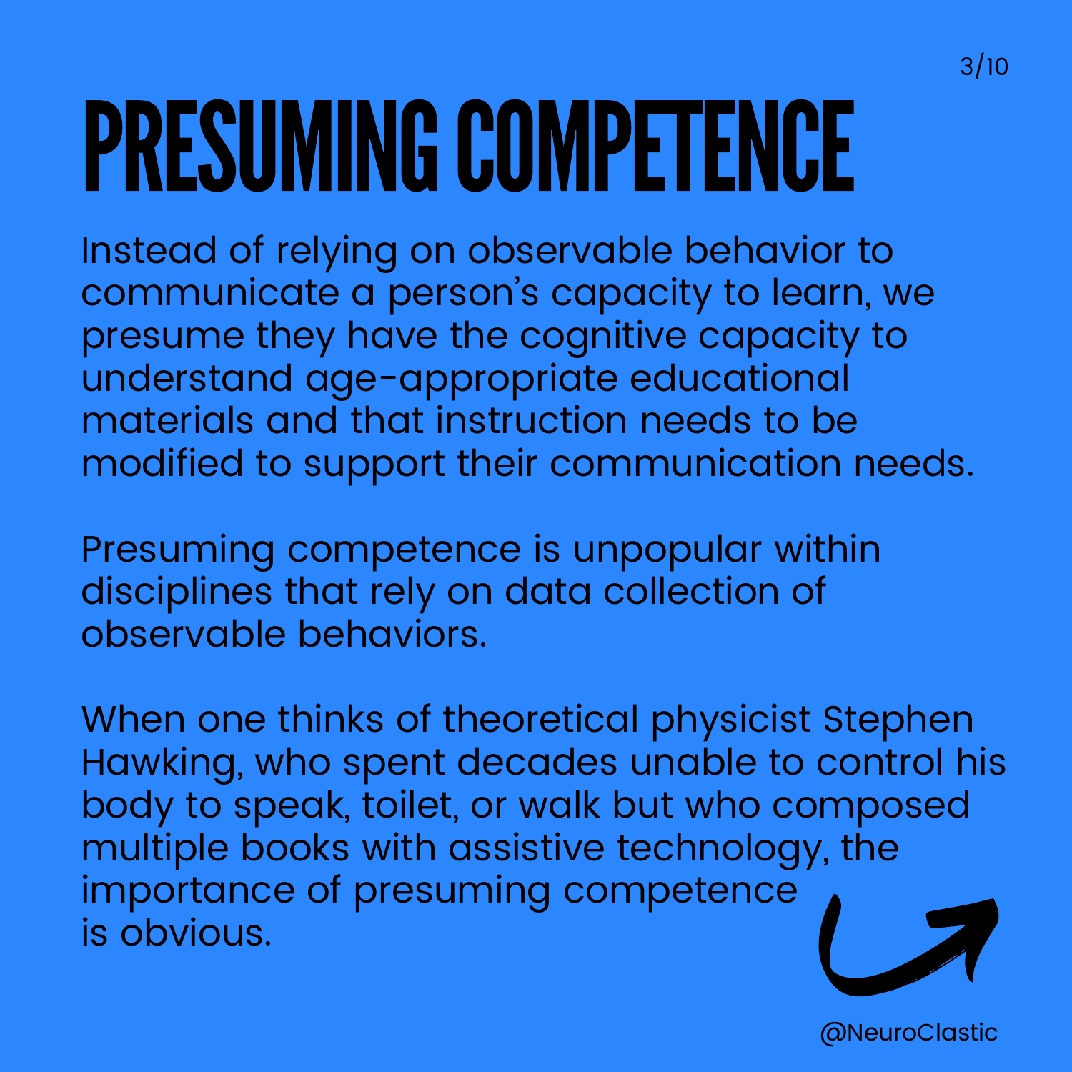# PRESUMING COMPETENCE

Instead of relying on observable behavior to communicate a person's capacity to learn, we presume they have the cognitive capacity to understand age-appropriate educational materials and that instruction needs to be modified to support their communication needs.

Presuming competence is unpopular within disciplines that rely on data collection of observable behaviors.

When one thinks of theoretical physicist Stephen Hawking, who spent decades unable to control his body to speak, toilet, or walk but who composed multiple books with assistive technology, the importance of presuming competence is obvious.

@NeuroClastic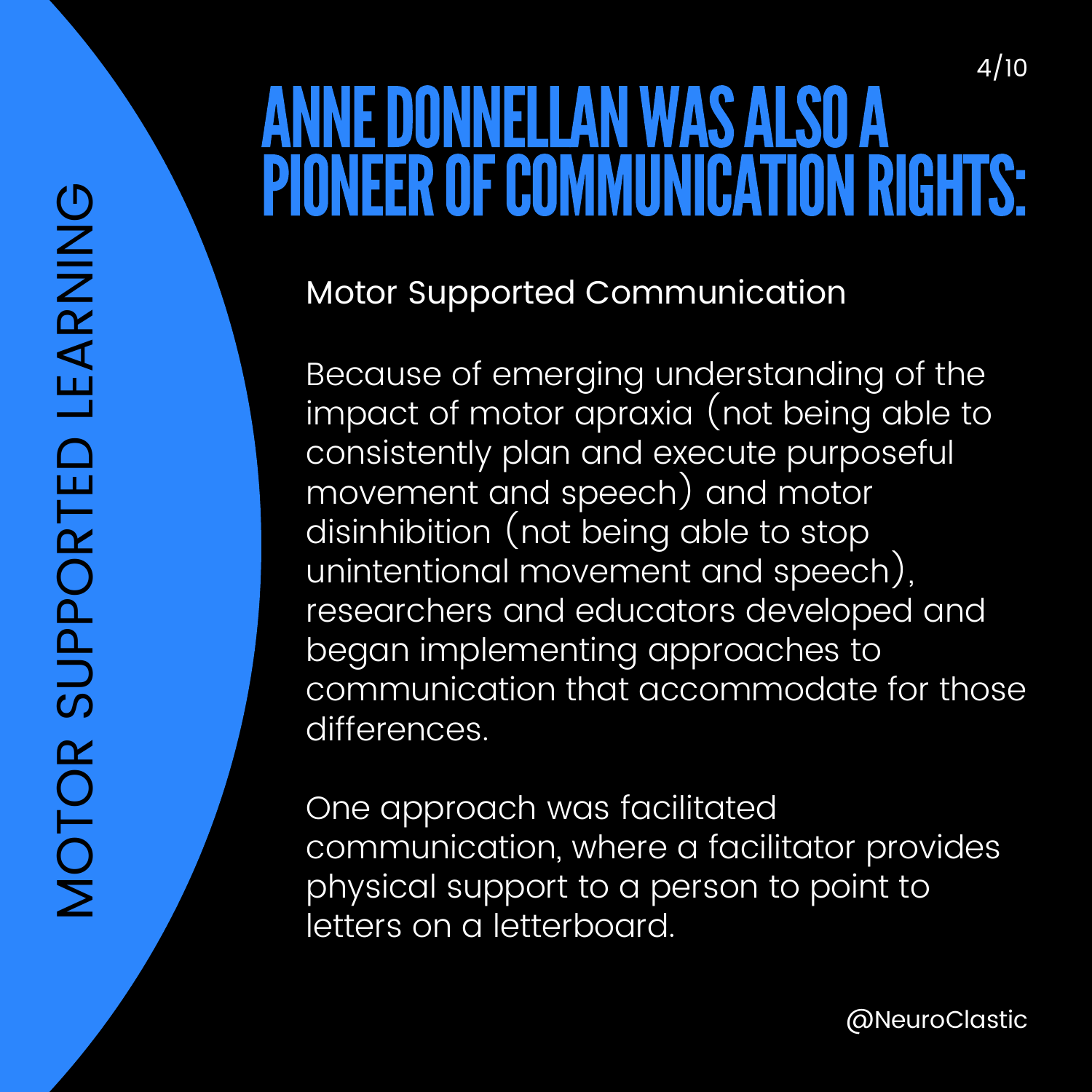# ANNE DONNELLAN WAS ALSO A PIONEER OF COMMUNICATION RIGHTS:

MOTOR SUPPORTED LEARNING

## Motor Supported Communication

Because of emerging understanding of the impact of motor apraxia (not being able to consistently plan and execute purposeful movement and speech) and motor disinhibition (not being able to stop unintentional movement and speech), researchers and educators developed and began implementing approaches to communication that accommodate for those differences.

One approach was facilitated communication, where a facilitator provides physical support to a person to point to letters on a letterboard.

@NeuroClastic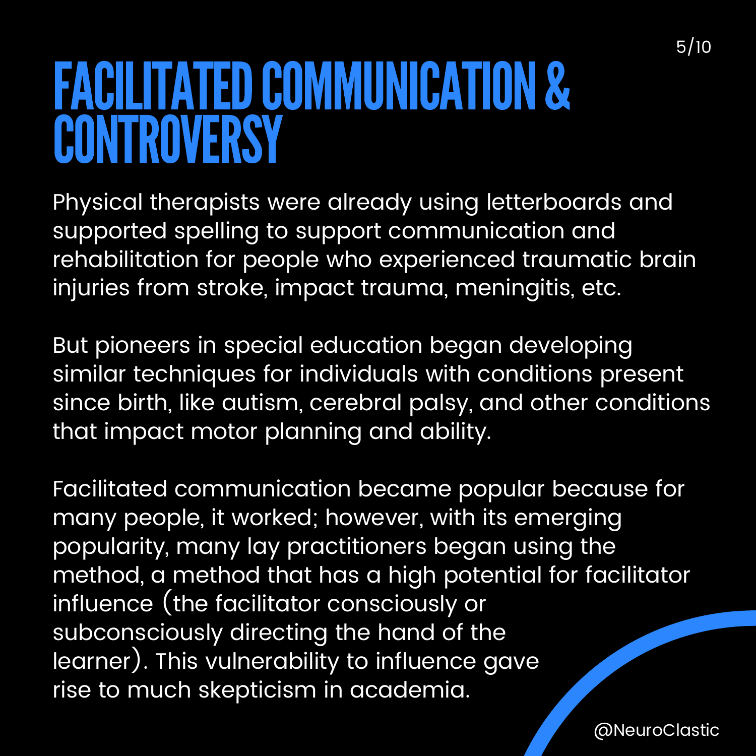# FACILITATED COMMUNICATION & CONTROVERSY

Physical therapists were already using letterboards and supported spelling to support communication and rehabilitation for people who experienced traumatic brain injuries from stroke, impact trauma, meningitis, etc.

But pioneers in special education began developing similar techniques for individuals with conditions present since birth, like autism, cerebral palsy, and other conditions that impact motor planning and ability.

Facilitated communication became popular because for many people, it worked; however, with its emerging popularity, many lay practitioners began using the method, a method that has a high potential for facilitator influence (the facilitator consciously or subconsciously directing the hand of the learner). This vulnerability to influence gave rise to much skepticism in academia.

@NeuroClastic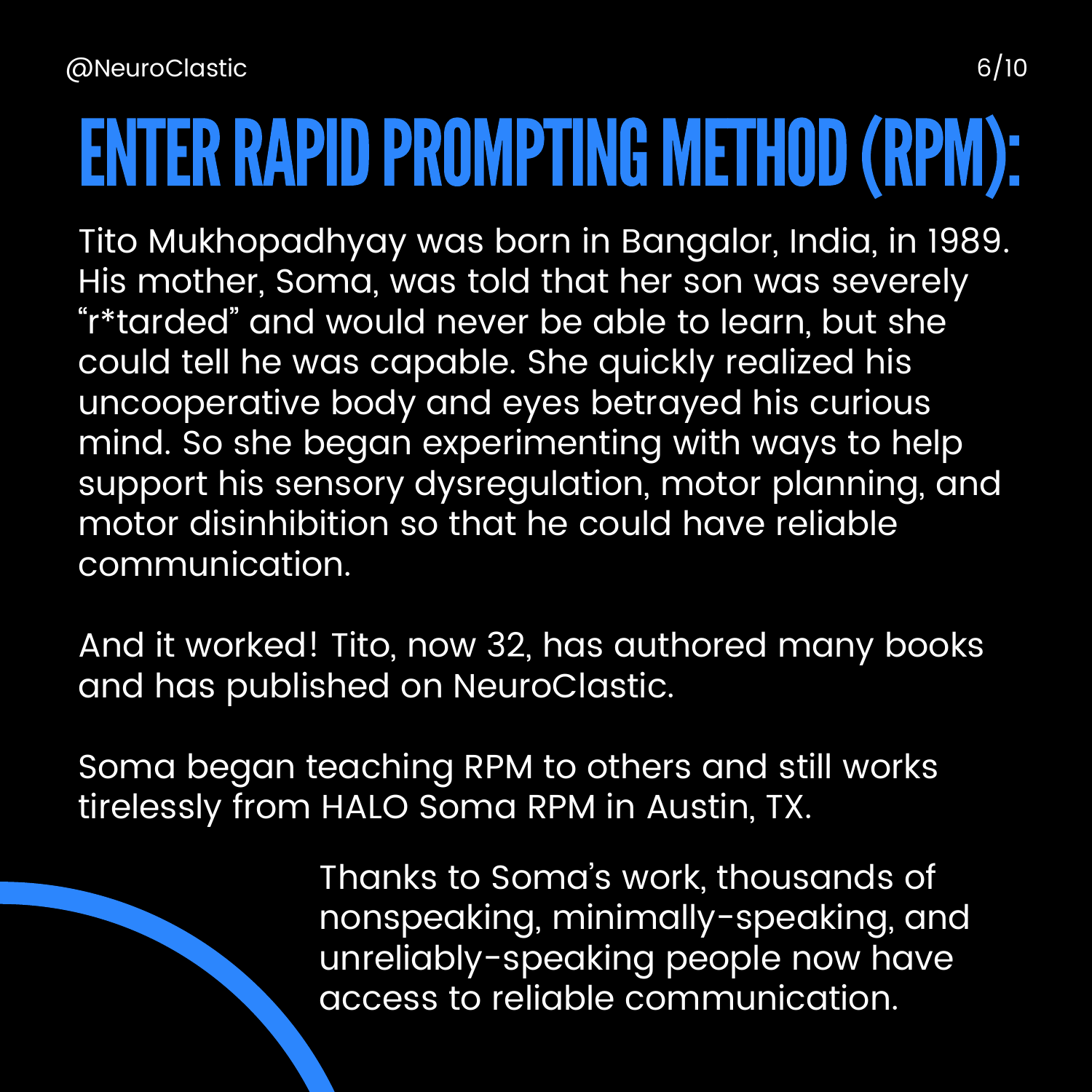# ENTER RAPID PROMPTING METHOD (RPM):

Tito Mukhopadhyay was born in Bangalor, India, in 1989. His mother, Soma, was told that her son was severely "r*tarded" and would never be able to learn, but she could tell he was capable. She quickly realized his uncooperative body and eyes betrayed his curious mind. So she began experimenting with ways to help support his sensory dysregulation, motor planning, and motor disinhibition so that he could have reliable communication.

And it worked! Tito, now 32, has authored many books and has published on NeuroClastic.

Soma began teaching RPM to others and still works tirelessly from HALO Soma RPM in Austin, TX.

Thanks to Soma's work, thousands of nonspeaking, minimally-speaking, and unreliably-speaking people now have access to reliable communication.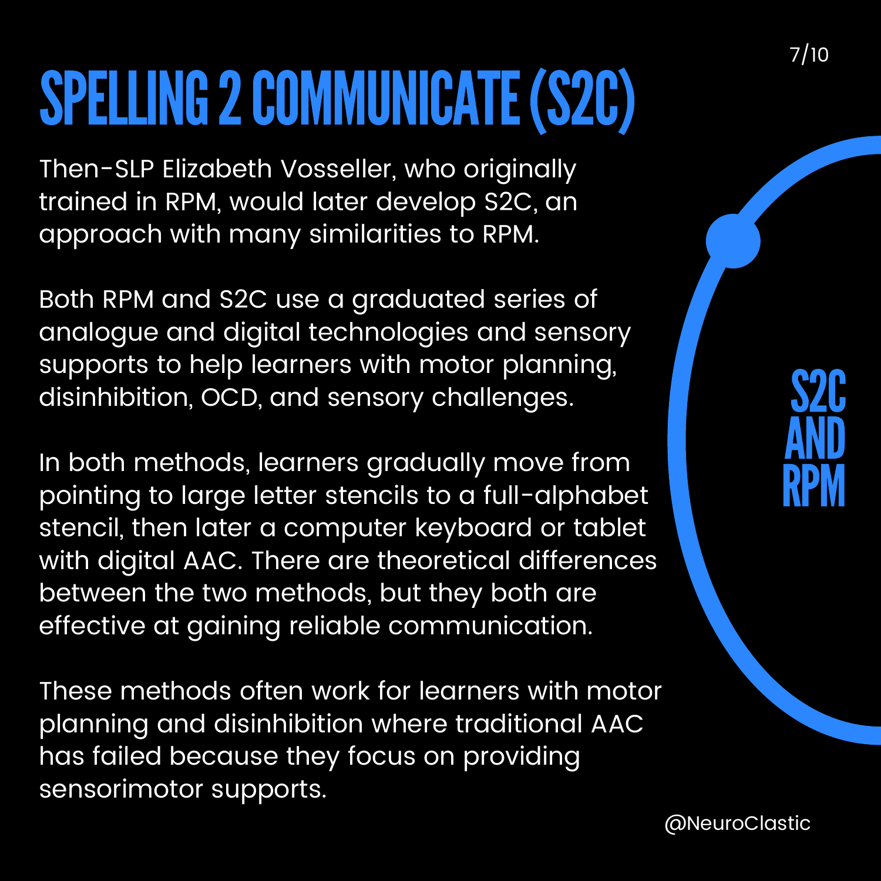# SPELLING 2 COMMUNICATE (S2C)

Then-SLP Elizabeth Vosseller, who originally trained in RPM, would later develop S2C, an approach with many similarities to RPM.

Both RPM and S2C use a graduated series of analogue and digital technologies and sensory supports to help learners with motor planning, disinhibition, OCD, and sensory challenges.

In both methods, learners gradually move from pointing to large letter stencils to a full-alphabet stencil, then later a computer keyboard or tablet with digital AAC. There are theoretical differences between the two methods, but they both are effective at gaining reliable communication.

These methods often work for learners with motor planning and disinhibition where traditional AAC has failed because they focus on providing sensorimotor supports.

S2C AND RPM

@NeuroClastic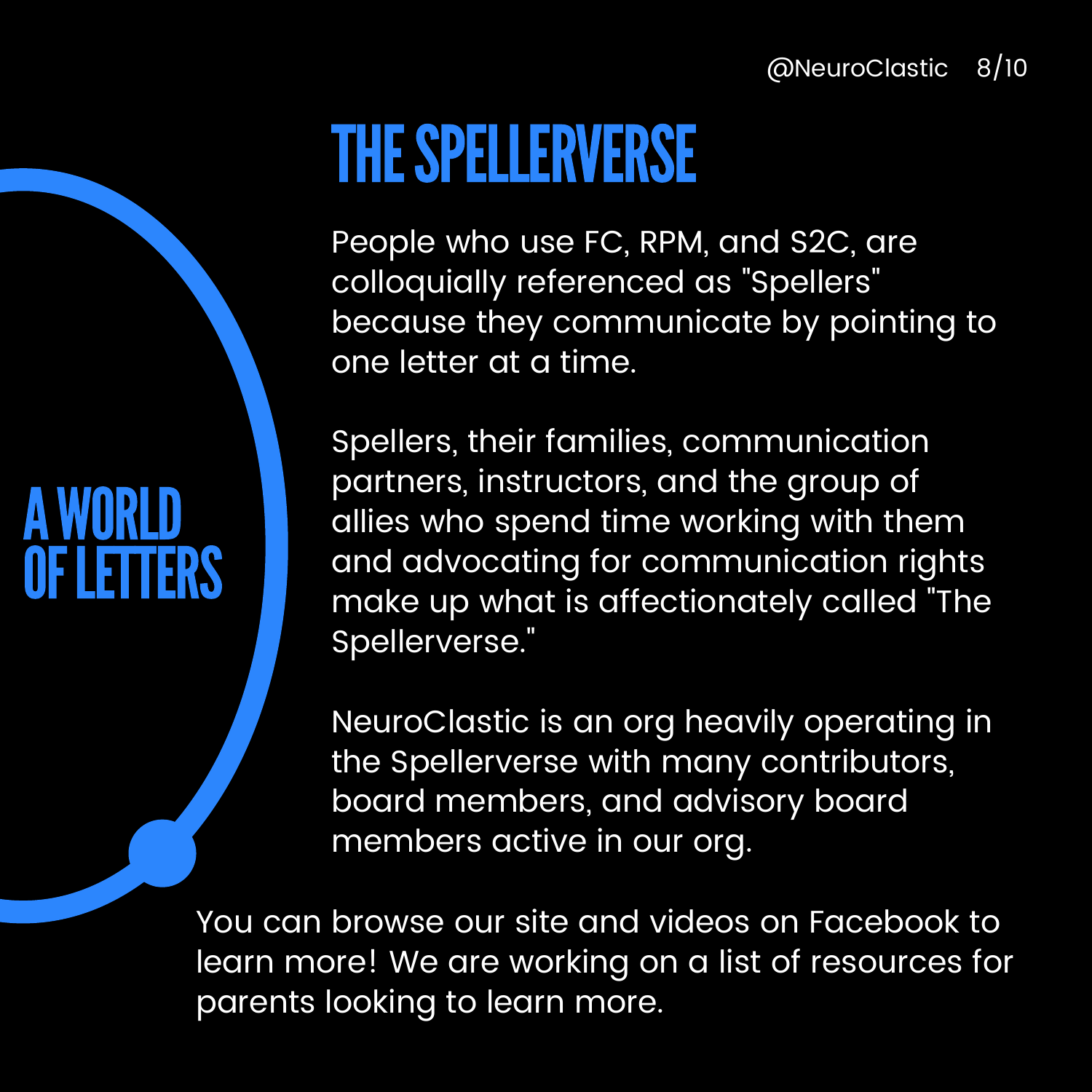# THE SPELLERVERSE

## A WORLD OF LETTERS

People who use FC, RPM, and S2C, are colloquially referenced as "Spellers" because they communicate by pointing to one letter at a time.

Spellers, their families, communication partners, instructors, and the group of allies who spend time working with them and advocating for communication rights make up what is affectionately called "The Spellerverse."

NeuroClastic is an org heavily operating in the Spellerverse with many contributors, board members, and advisory board members active in our org.

You can browse our site and videos on Facebook to learn more! We are working on a list of resources for parents looking to learn more.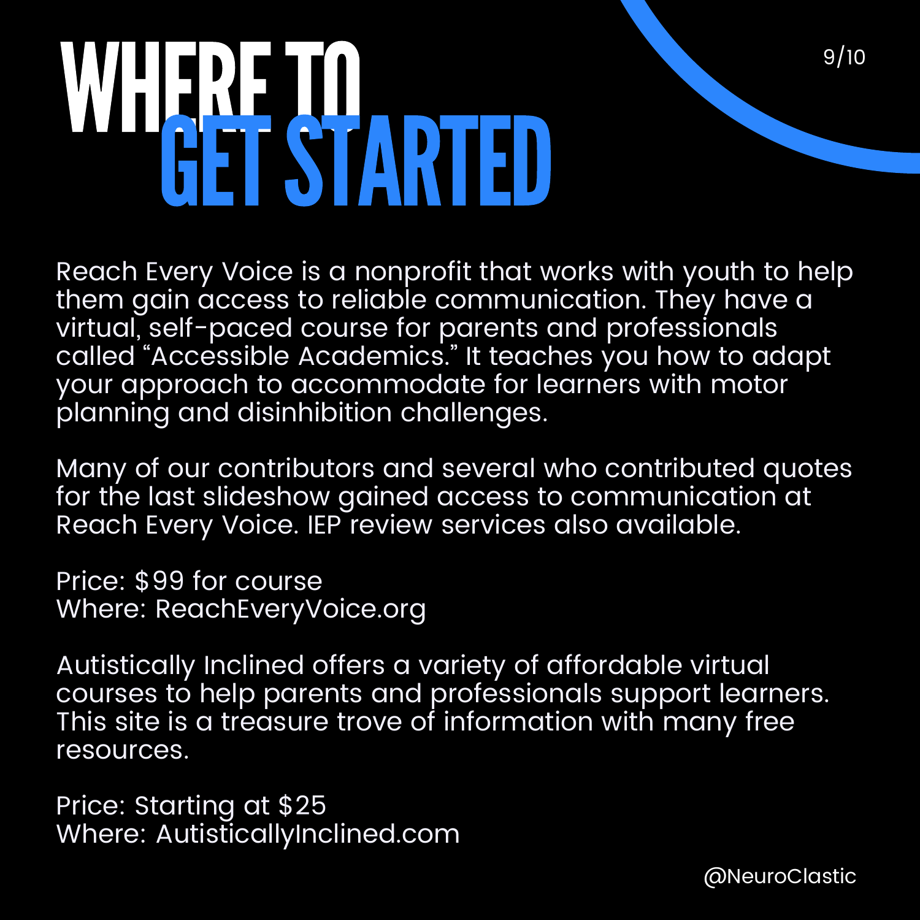# WHERE TO GET STARTED

Reach Every Voice is a nonprofit that works with youth to help them gain access to reliable communication. They have a virtual, self-paced course for parents and professionals called "Accessible Academics." It teaches you how to adapt your approach to accommodate for learners with motor planning and disinhibition challenges.

Many of our contributors and several who contributed quotes for the last slideshow gained access to communication at Reach Every Voice. IEP review services also available.

Price: $99 for course
Where: ReachEveryVoice.org

Autistically Inclined offers a variety of affordable virtual courses to help parents and professionals support learners. This site is a treasure trove of information with many free resources.

Price: Starting at $25
Where: AutisticallyInclined.com

@NeuroClastic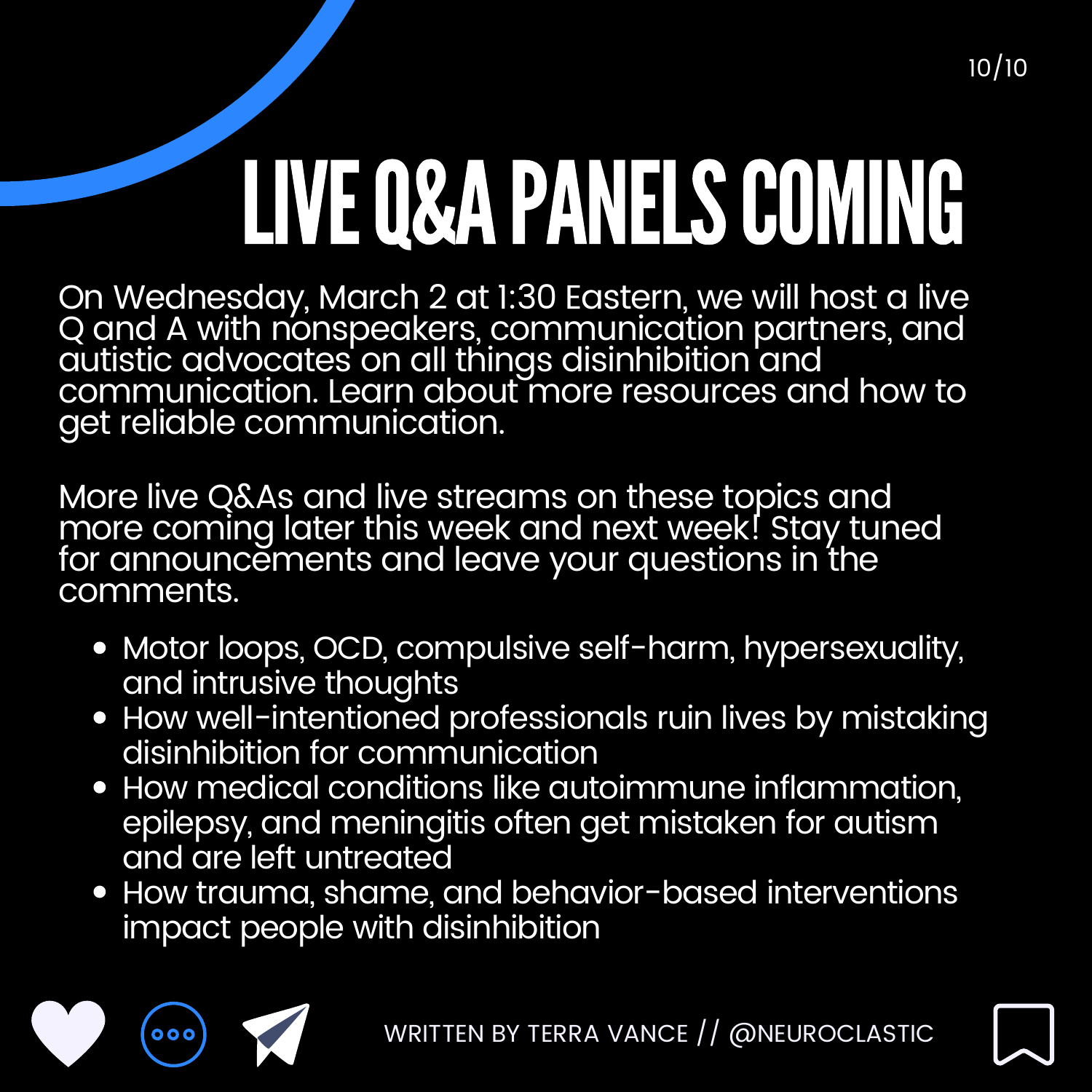# LIVE Q&A PANELS COMING

On Wednesday, March 2 at 1:30 Eastern, we will host a live Q and A with nonspeakers, communication partners, and autistic advocates on all things disinhibition and communication. Learn about more resources and how to get reliable communication.

More live Q&As and live streams on these topics and more coming later this week and next week! Stay tuned for announcements and leave your questions in the comments.

- Motor loops, OCD, compulsive self-harm, hypersexuality, and intrusive thoughts
- How well-intentioned professionals ruin lives by mistaking disinhibition for communication
- How medical conditions like autoimmune inflammation, epilepsy, and meningitis often get mistaken for autism and are left untreated
- How trauma, shame, and behavior-based interventions impact people with disinhibition

WRITTEN BY TERRA VANCE // @NEUROCLASTIC